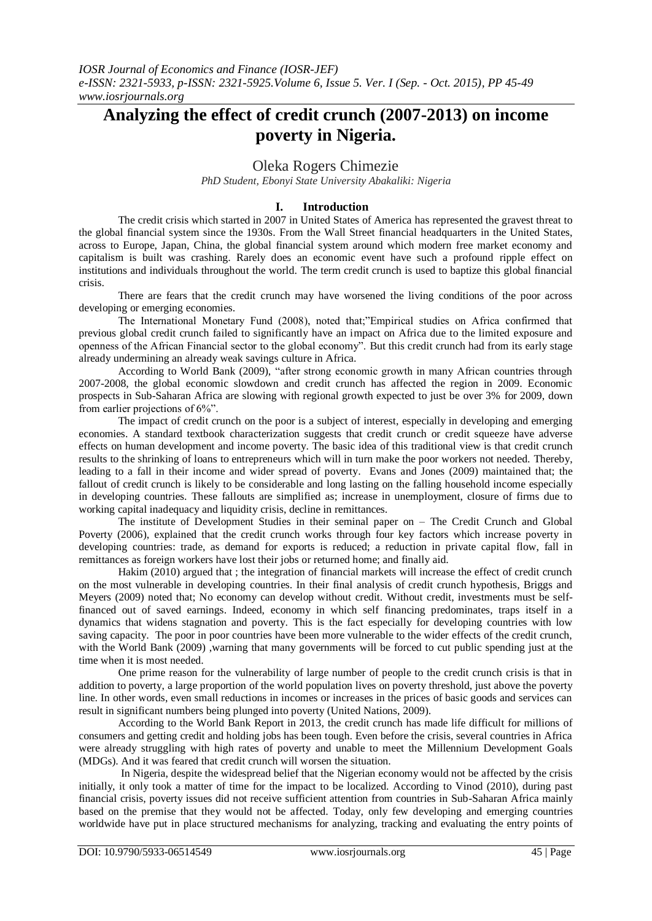# Analyzing the effect of credit crunch (2007-2013) on income poverty in Nigeria.

Oleka Rogers Chimezie

*PhD Student, Ebonyi State University Abakaliki: Nigeria*

## I. Introduction

The credit crisis which started in 2007 in United States of America has represented the gravest threat to the global financial system since the 1930s. From the Wall Street financial headquarters in the United States, across to Europe, Japan, China, the global financial system around which modern free market economy and capitalism is built was crashing. Rarely does an economic event have such a profound ripple effect on institutions and individuals throughout the world. The term credit crunch is used to baptize this global financial crisis.

There are fears that the credit crunch may have worsened the living conditions of the poor across developing or emerging economies.

The International Monetary Fund (2008), noted that;"Empirical studies on Africa confirmed that previous global credit crunch failed to significantly have an impact on Africa due to the limited exposure and openness of the African Financial sector to the global economy". But this credit crunch had from its early stage already undermining an already weak savings culture in Africa.

According to World Bank (2009), "after strong economic growth in many African countries through 2007-2008, the global economic slowdown and credit crunch has affected the region in 2009. Economic prospects in Sub-Saharan Africa are slowing with regional growth expected to just be over 3% for 2009, down from earlier projections of 6%".

The impact of credit crunch on the poor is a subject of interest, especially in developing and emerging economies. A standard textbook characterization suggests that credit crunch or credit squeeze have adverse effects on human development and income poverty. The basic idea of this traditional view is that credit crunch results to the shrinking of loans to entrepreneurs which will in turn make the poor workers not needed. Thereby, leading to a fall in their income and wider spread of poverty. Evans and Jones (2009) maintained that; the fallout of credit crunch is likely to be considerable and long lasting on the falling household income especially in developing countries. These fallouts are simplified as; increase in unemployment, closure of firms due to working capital inadequacy and liquidity crisis, decline in remittances.

The institute of Development Studies in their seminal paper on – The Credit Crunch and Global Poverty (2006), explained that the credit crunch works through four key factors which increase poverty in developing countries: trade, as demand for exports is reduced; a reduction in private capital flow, fall in remittances as foreign workers have lost their jobs or returned home; and finally aid.

Hakim (2010) argued that ; the integration of financial markets will increase the effect of credit crunch on the most vulnerable in developing countries. In their final analysis of credit crunch hypothesis, Briggs and Meyers (2009) noted that; No economy can develop without credit. Without credit, investments must be self-financed out of saved earnings. Indeed, economy in which self financing predominates, traps itself in a dynamics that widens stagnation and poverty. This is the fact especially for developing countries with low saving capacity. The poor in poor countries have been more vulnerable to the wider effects of the credit crunch, with the World Bank (2009) ,warning that many governments will be forced to cut public spending just at the time when it is most needed.

One prime reason for the vulnerability of large number of people to the credit crunch crisis is that in addition to poverty, a large proportion of the world population lives on poverty threshold, just above the poverty line. In other words, even small reductions in incomes or increases in the prices of basic goods and services can result in significant numbers being plunged into poverty (United Nations, 2009).

According to the World Bank Report in 2013, the credit crunch has made life difficult for millions of consumers and getting credit and holding jobs has been tough. Even before the crisis, several countries in Africa were already struggling with high rates of poverty and unable to meet the Millennium Development Goals (MDGs). And it was feared that credit crunch will worsen the situation.

In Nigeria, despite the widespread belief that the Nigerian economy would not be affected by the crisis initially, it only took a matter of time for the impact to be localized. According to Vinod (2010), during past financial crisis, poverty issues did not receive sufficient attention from countries in Sub-Saharan Africa mainly based on the premise that they would not be affected. Today, only few developing and emerging countries worldwide have put in place structured mechanisms for analyzing, tracking and evaluating the entry points of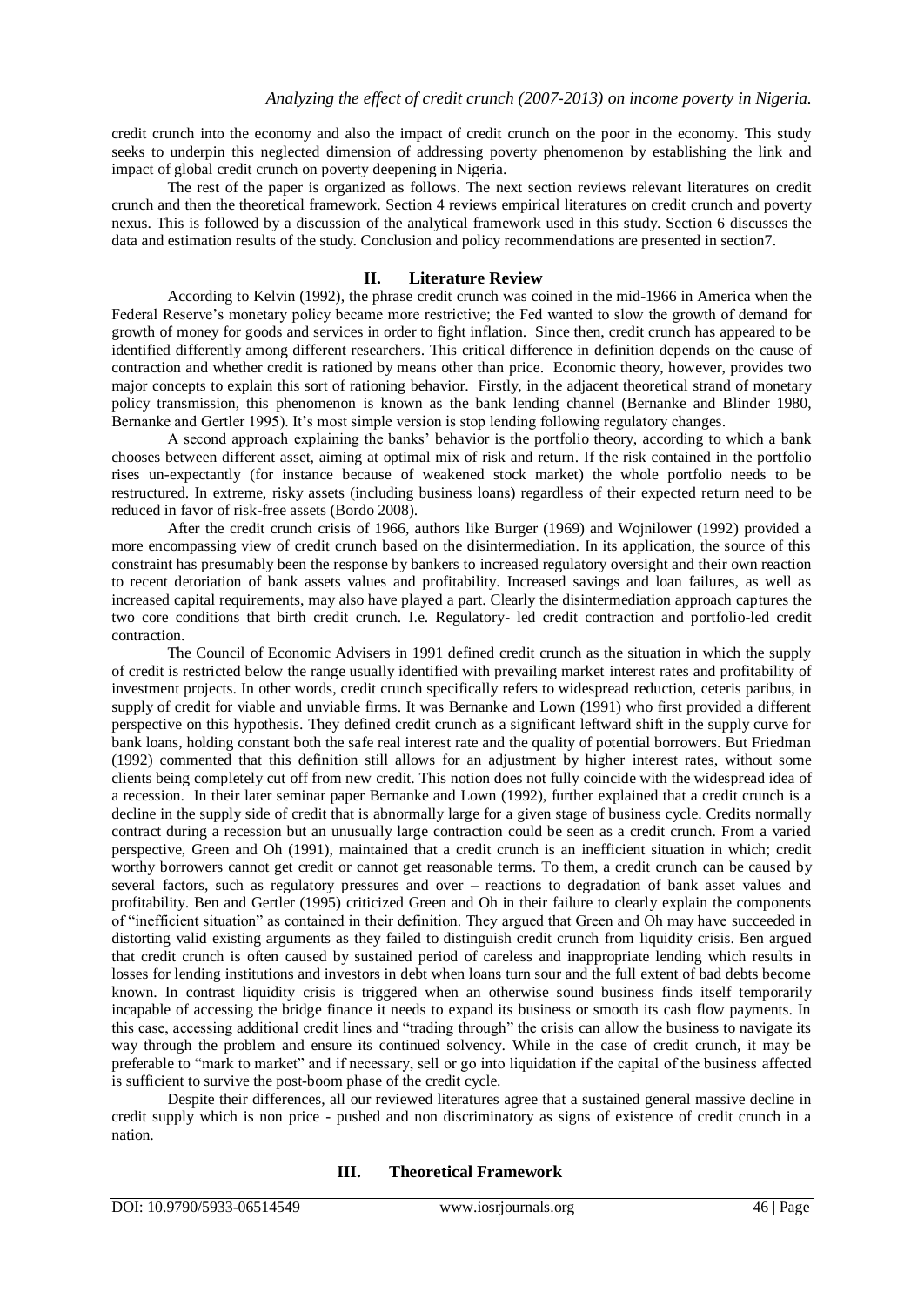credit crunch into the economy and also the impact of credit crunch on the poor in the economy. This study seeks to underpin this neglected dimension of addressing poverty phenomenon by establishing the link and impact of global credit crunch on poverty deepening in Nigeria.

The rest of the paper is organized as follows. The next section reviews relevant literatures on credit crunch and then the theoretical framework. Section 4 reviews empirical literatures on credit crunch and poverty nexus. This is followed by a discussion of the analytical framework used in this study. Section 6 discusses the data and estimation results of the study. Conclusion and policy recommendations are presented in section7.

## II. Literature Review

According to Kelvin (1992), the phrase credit crunch was coined in the mid-1966 in America when the Federal Reserve's monetary policy became more restrictive; the Fed wanted to slow the growth of demand for growth of money for goods and services in order to fight inflation. Since then, credit crunch has appeared to be identified differently among different researchers. This critical difference in definition depends on the cause of contraction and whether credit is rationed by means other than price. Economic theory, however, provides two major concepts to explain this sort of rationing behavior. Firstly, in the adjacent theoretical strand of monetary policy transmission, this phenomenon is known as the bank lending channel (Bernanke and Blinder 1980, Bernanke and Gertler 1995). It's most simple version is stop lending following regulatory changes.

A second approach explaining the banks' behavior is the portfolio theory, according to which a bank chooses between different asset, aiming at optimal mix of risk and return. If the risk contained in the portfolio rises un-expectantly (for instance because of weakened stock market) the whole portfolio needs to be restructured. In extreme, risky assets (including business loans) regardless of their expected return need to be reduced in favor of risk-free assets (Bordo 2008).

After the credit crunch crisis of 1966, authors like Burger (1969) and Wojnilower (1992) provided a more encompassing view of credit crunch based on the disintermediation. In its application, the source of this constraint has presumably been the response by bankers to increased regulatory oversight and their own reaction to recent detoriation of bank assets values and profitability. Increased savings and loan failures, as well as increased capital requirements, may also have played a part. Clearly the disintermediation approach captures the two core conditions that birth credit crunch. I.e. Regulatory- led credit contraction and portfolio-led credit contraction.

The Council of Economic Advisers in 1991 defined credit crunch as the situation in which the supply of credit is restricted below the range usually identified with prevailing market interest rates and profitability of investment projects. In other words, credit crunch specifically refers to widespread reduction, ceteris paribus, in supply of credit for viable and unviable firms. It was Bernanke and Lown (1991) who first provided a different perspective on this hypothesis. They defined credit crunch as a significant leftward shift in the supply curve for bank loans, holding constant both the safe real interest rate and the quality of potential borrowers. But Friedman (1992) commented that this definition still allows for an adjustment by higher interest rates, without some clients being completely cut off from new credit. This notion does not fully coincide with the widespread idea of a recession. In their later seminar paper Bernanke and Lown (1992), further explained that a credit crunch is a decline in the supply side of credit that is abnormally large for a given stage of business cycle. Credits normally contract during a recession but an unusually large contraction could be seen as a credit crunch. From a varied perspective, Green and Oh (1991), maintained that a credit crunch is an inefficient situation in which; credit worthy borrowers cannot get credit or cannot get reasonable terms. To them, a credit crunch can be caused by several factors, such as regulatory pressures and over – reactions to degradation of bank asset values and profitability. Ben and Gertler (1995) criticized Green and Oh in their failure to clearly explain the components of "inefficient situation" as contained in their definition. They argued that Green and Oh may have succeeded in distorting valid existing arguments as they failed to distinguish credit crunch from liquidity crisis. Ben argued that credit crunch is often caused by sustained period of careless and inappropriate lending which results in losses for lending institutions and investors in debt when loans turn sour and the full extent of bad debts become known. In contrast liquidity crisis is triggered when an otherwise sound business finds itself temporarily incapable of accessing the bridge finance it needs to expand its business or smooth its cash flow payments. In this case, accessing additional credit lines and "trading through" the crisis can allow the business to navigate its way through the problem and ensure its continued solvency. While in the case of credit crunch, it may be preferable to "mark to market" and if necessary, sell or go into liquidation if the capital of the business affected is sufficient to survive the post-boom phase of the credit cycle.

Despite their differences, all our reviewed literatures agree that a sustained general massive decline in credit supply which is non price - pushed and non discriminatory as signs of existence of credit crunch in a nation.

## III. Theoretical Framework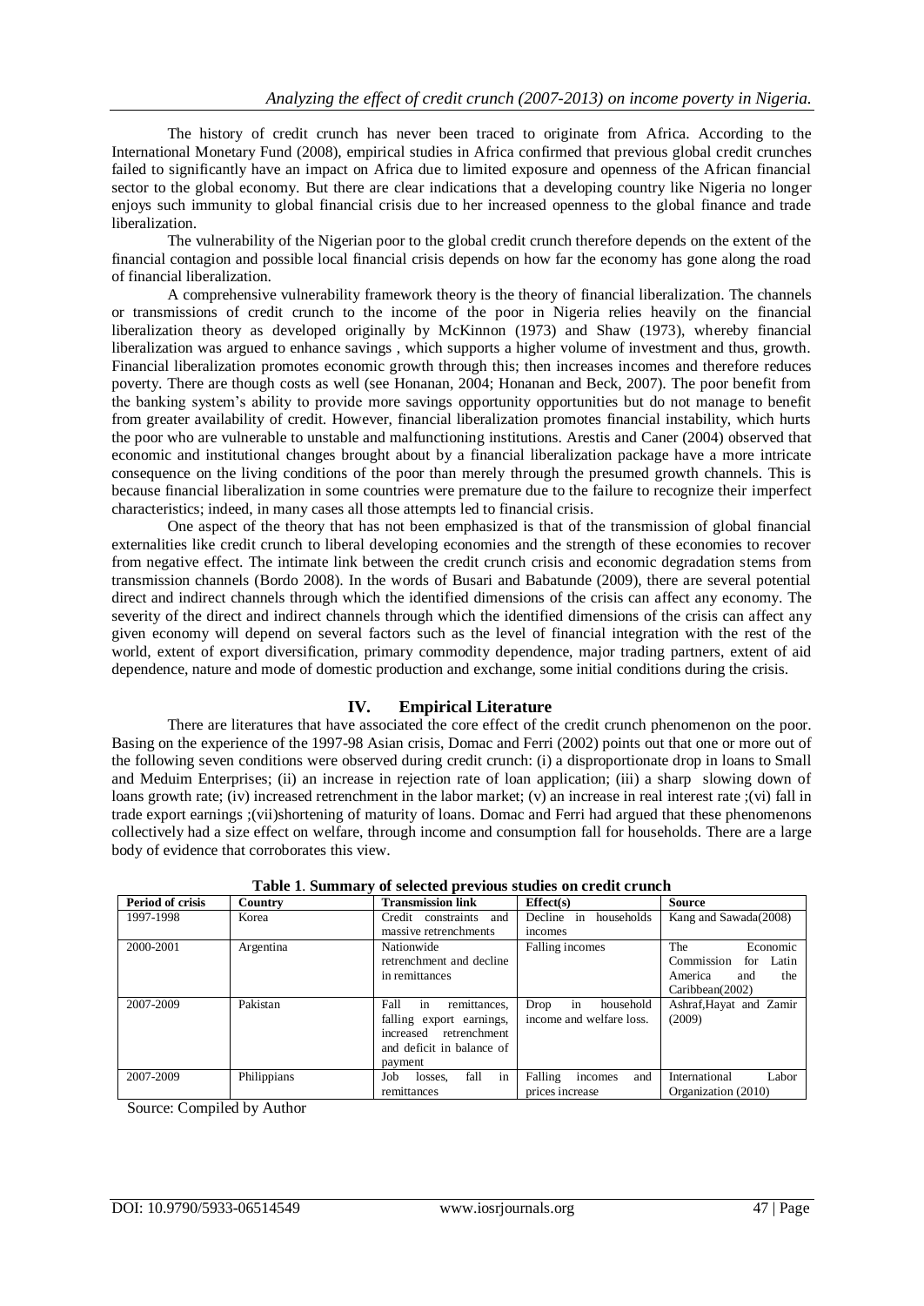The history of credit crunch has never been traced to originate from Africa. According to the International Monetary Fund (2008), empirical studies in Africa confirmed that previous global credit crunches failed to significantly have an impact on Africa due to limited exposure and openness of the African financial sector to the global economy. But there are clear indications that a developing country like Nigeria no longer enjoys such immunity to global financial crisis due to her increased openness to the global finance and trade liberalization.

The vulnerability of the Nigerian poor to the global credit crunch therefore depends on the extent of the financial contagion and possible local financial crisis depends on how far the economy has gone along the road of financial liberalization.

A comprehensive vulnerability framework theory is the theory of financial liberalization. The channels or transmissions of credit crunch to the income of the poor in Nigeria relies heavily on the financial liberalization theory as developed originally by McKinnon (1973) and Shaw (1973), whereby financial liberalization was argued to enhance savings , which supports a higher volume of investment and thus, growth. Financial liberalization promotes economic growth through this; then increases incomes and therefore reduces poverty. There are though costs as well (see Honanan, 2004; Honanan and Beck, 2007). The poor benefit from the banking system's ability to provide more savings opportunity opportunities but do not manage to benefit from greater availability of credit. However, financial liberalization promotes financial instability, which hurts the poor who are vulnerable to unstable and malfunctioning institutions. Arestis and Caner (2004) observed that economic and institutional changes brought about by a financial liberalization package have a more intricate consequence on the living conditions of the poor than merely through the presumed growth channels. This is because financial liberalization in some countries were premature due to the failure to recognize their imperfect characteristics; indeed, in many cases all those attempts led to financial crisis.

One aspect of the theory that has not been emphasized is that of the transmission of global financial externalities like credit crunch to liberal developing economies and the strength of these economies to recover from negative effect. The intimate link between the credit crunch crisis and economic degradation stems from transmission channels (Bordo 2008). In the words of Busari and Babatunde (2009), there are several potential direct and indirect channels through which the identified dimensions of the crisis can affect any economy. The severity of the direct and indirect channels through which the identified dimensions of the crisis can affect any given economy will depend on several factors such as the level of financial integration with the rest of the world, extent of export diversification, primary commodity dependence, major trading partners, extent of aid dependence, nature and mode of domestic production and exchange, some initial conditions during the crisis.

## IV. Empirical Literature

There are literatures that have associated the core effect of the credit crunch phenomenon on the poor. Basing on the experience of the 1997-98 Asian crisis, Domac and Ferri (2002) points out that one or more out of the following seven conditions were observed during credit crunch: (i) a disproportionate drop in loans to Small and Meduim Enterprises; (ii) an increase in rejection rate of loan application; (iii) a sharp slowing down of loans growth rate; (iv) increased retrenchment in the labor market; (v) an increase in real interest rate ;(vi) fall in trade export earnings ;(vii)shortening of maturity of loans. Domac and Ferri had argued that these phenomenons collectively had a size effect on welfare, through income and consumption fall for households. There are a large body of evidence that corroborates this view.

**Table 1**. **Summary of selected previous studies on credit crunch**

| Period of crisis | Country | Transmission link | Effect(s) | Source |
|---|---|---|---|---|
| 1997-1998 | Korea | Credit constraints and massive retrenchments | Decline in households incomes | Kang and Sawada(2008) |
| 2000-2001 | Argentina | Nationwide retrenchment and decline in remittances | Falling incomes | The Economic Commission for Latin America and the Caribbean(2002) |
| 2007-2009 | Pakistan | Fall in remittances, falling export earnings, increased retrenchment and deficit in balance of payment | Drop in household income and welfare loss. | Ashraf,Hayat and Zamir (2009) |
| 2007-2009 | Philippians | Job losses, fall in remittances | Falling incomes and prices increase | International Labor Organization (2010) |

Source: Compiled by Author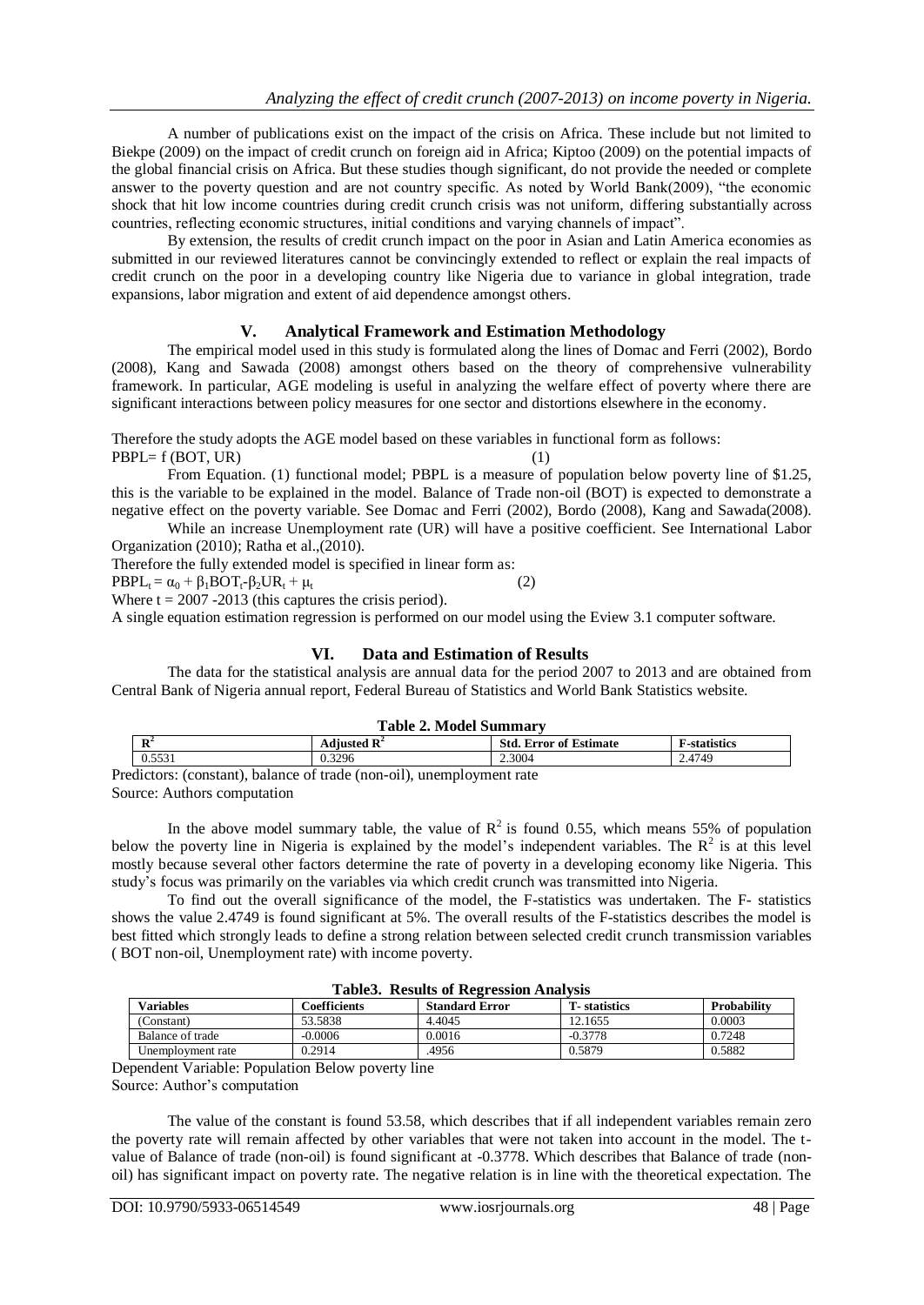A number of publications exist on the impact of the crisis on Africa. These include but not limited to Biekpe (2009) on the impact of credit crunch on foreign aid in Africa; Kiptoo (2009) on the potential impacts of the global financial crisis on Africa. But these studies though significant, do not provide the needed or complete answer to the poverty question and are not country specific. As noted by World Bank(2009), "the economic shock that hit low income countries during credit crunch crisis was not uniform, differing substantially across countries, reflecting economic structures, initial conditions and varying channels of impact".

By extension, the results of credit crunch impact on the poor in Asian and Latin America economies as submitted in our reviewed literatures cannot be convincingly extended to reflect or explain the real impacts of credit crunch on the poor in a developing country like Nigeria due to variance in global integration, trade expansions, labor migration and extent of aid dependence amongst others.

## V. Analytical Framework and Estimation Methodology

The empirical model used in this study is formulated along the lines of Domac and Ferri (2002), Bordo (2008), Kang and Sawada (2008) amongst others based on the theory of comprehensive vulnerability framework. In particular, AGE modeling is useful in analyzing the welfare effect of poverty where there are significant interactions between policy measures for one sector and distortions elsewhere in the economy.

Therefore the study adopts the AGE model based on these variables in functional form as follows:

$$PBPL = f\,(BOT, UR) \qquad (1)$$

From Equation. (1) functional model; PBPL is a measure of population below poverty line of $1.25, this is the variable to be explained in the model. Balance of Trade non-oil (BOT) is expected to demonstrate a negative effect on the poverty variable. See Domac and Ferri (2002), Bordo (2008), Kang and Sawada(2008).

While an increase Unemployment rate (UR) will have a positive coefficient. See International Labor Organization (2010); Ratha et al.,(2010).

Therefore the fully extended model is specified in linear form as:

$$PBPL_t = \alpha_0 + \beta_1 BOT_t - \beta_2 UR_t + \mu_t \qquad (2)$$

Where t = 2007 -2013 (this captures the crisis period).

A single equation estimation regression is performed on our model using the Eview 3.1 computer software.

## VI. Data and Estimation of Results

The data for the statistical analysis are annual data for the period 2007 to 2013 and are obtained from Central Bank of Nigeria annual report, Federal Bureau of Statistics and World Bank Statistics website.

**Table 2. Model Summary**

| $R^2$ | Adjusted $R^2$ | Std. Error of Estimate | F-statistics |
|---|---|---|---|
| 0.5531 | 0.3296 | 2.3004 | 2.4749 |

Predictors: (constant), balance of trade (non-oil), unemployment rate

Source: Authors computation

In the above model summary table, the value of $R^2$ is found 0.55, which means 55% of population below the poverty line in Nigeria is explained by the model's independent variables. The $R^2$ is at this level mostly because several other factors determine the rate of poverty in a developing economy like Nigeria. This study's focus was primarily on the variables via which credit crunch was transmitted into Nigeria.

To find out the overall significance of the model, the F-statistics was undertaken. The F- statistics shows the value 2.4749 is found significant at 5%. The overall results of the F-statistics describes the model is best fitted which strongly leads to define a strong relation between selected credit crunch transmission variables ( BOT non-oil, Unemployment rate) with income poverty.

**Table3. Results of Regression Analysis**

| Variables | Coefficients | Standard Error | T- statistics | Probability |
|---|---|---|---|---|
| (Constant) | 53.5838 | 4.4045 | 12.1655 | 0.0003 |
| Balance of trade | -0.0006 | 0.0016 | -0.3778 | 0.7248 |
| Unemployment rate | 0.2914 | .4956 | 0.5879 | 0.5882 |

Dependent Variable: Population Below poverty line

Source: Author's computation

The value of the constant is found 53.58, which describes that if all independent variables remain zero the poverty rate will remain affected by other variables that were not taken into account in the model. The t-value of Balance of trade (non-oil) is found significant at -0.3778. Which describes that Balance of trade (non-oil) has significant impact on poverty rate. The negative relation is in line with the theoretical expectation. The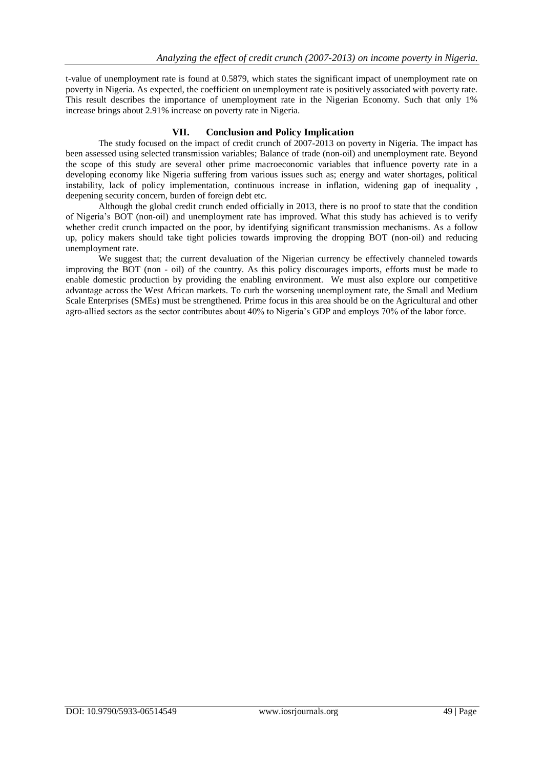t-value of unemployment rate is found at 0.5879, which states the significant impact of unemployment rate on poverty in Nigeria. As expected, the coefficient on unemployment rate is positively associated with poverty rate. This result describes the importance of unemployment rate in the Nigerian Economy. Such that only 1% increase brings about 2.91% increase on poverty rate in Nigeria.

## VII. Conclusion and Policy Implication

The study focused on the impact of credit crunch of 2007-2013 on poverty in Nigeria. The impact has been assessed using selected transmission variables; Balance of trade (non-oil) and unemployment rate. Beyond the scope of this study are several other prime macroeconomic variables that influence poverty rate in a developing economy like Nigeria suffering from various issues such as; energy and water shortages, political instability, lack of policy implementation, continuous increase in inflation, widening gap of inequality , deepening security concern, burden of foreign debt etc.

Although the global credit crunch ended officially in 2013, there is no proof to state that the condition of Nigeria's BOT (non-oil) and unemployment rate has improved. What this study has achieved is to verify whether credit crunch impacted on the poor, by identifying significant transmission mechanisms. As a follow up, policy makers should take tight policies towards improving the dropping BOT (non-oil) and reducing unemployment rate.

We suggest that; the current devaluation of the Nigerian currency be effectively channeled towards improving the BOT (non - oil) of the country. As this policy discourages imports, efforts must be made to enable domestic production by providing the enabling environment. We must also explore our competitive advantage across the West African markets. To curb the worsening unemployment rate, the Small and Medium Scale Enterprises (SMEs) must be strengthened. Prime focus in this area should be on the Agricultural and other agro-allied sectors as the sector contributes about 40% to Nigeria's GDP and employs 70% of the labor force.